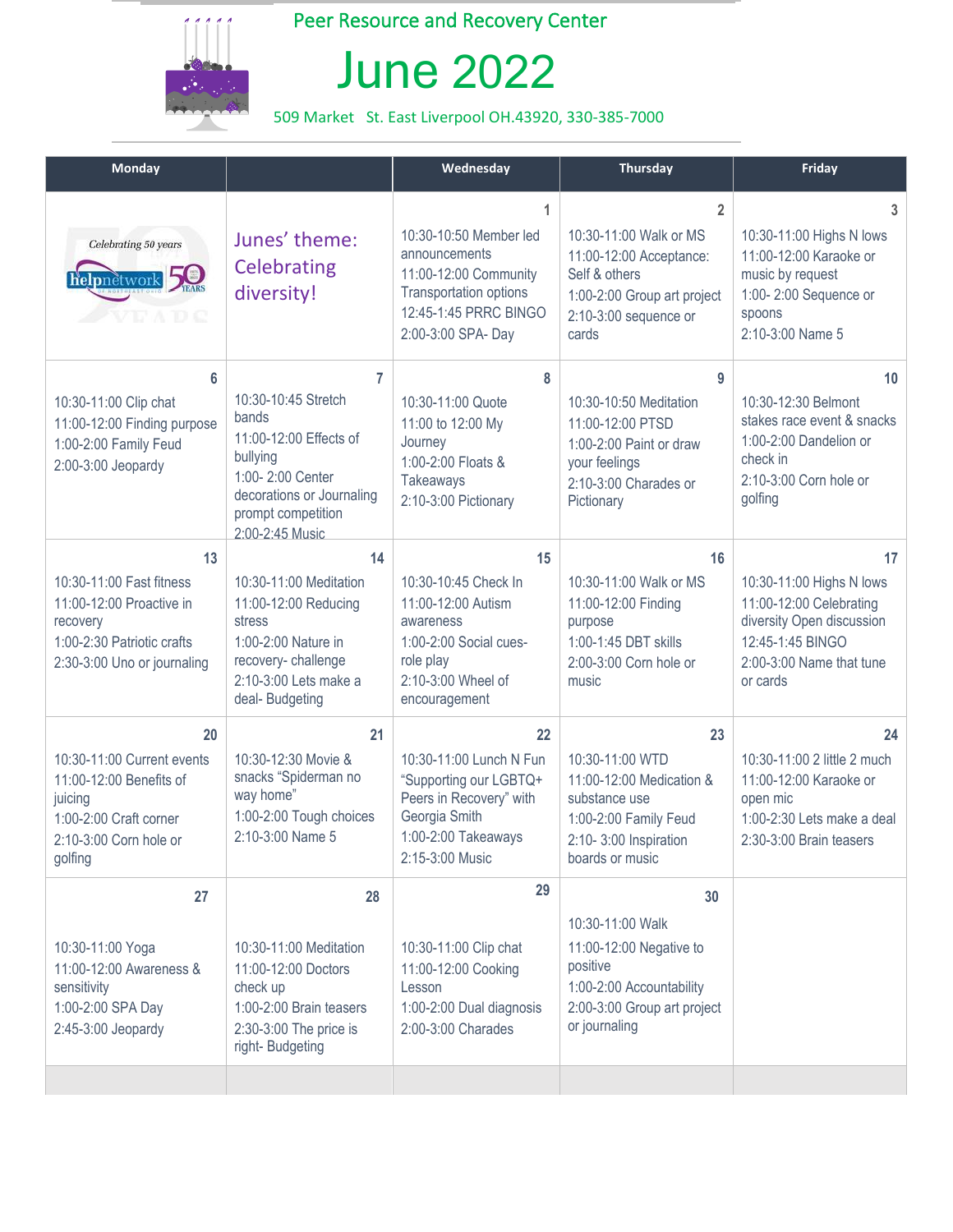Peer Resource and Recovery Center

# June 2022

509 Market St. East Liverpool OH.43920, 330-385-7000

| Monday | | Wednesday | Thursday | Friday |
|---|---|---|---|---|
| Celebrating 50 years helpnetwork 50 YEARS | Junes' theme: Celebrating diversity! | 1<br>10:30-10:50 Member led announcements<br>11:00-12:00 Community Transportation options<br>12:45-1:45 PRRC BINGO<br>2:00-3:00 SPA- Day | 2<br>10:30-11:00 Walk or MS<br>11:00-12:00 Acceptance: Self & others<br>1:00-2:00 Group art project<br>2:10-3:00 sequence or cards | 3<br>10:30-11:00 Highs N lows<br>11:00-12:00 Karaoke or music by request<br>1:00- 2:00 Sequence or spoons<br>2:10-3:00 Name 5 |
| 6<br>10:30-11:00 Clip chat<br>11:00-12:00 Finding purpose<br>1:00-2:00 Family Feud<br>2:00-3:00 Jeopardy | 7<br>10:30-10:45 Stretch bands<br>11:00-12:00 Effects of bullying<br>1:00- 2:00 Center decorations or Journaling prompt competition<br>2:00-2:45 Music | 8<br>10:30-11:00 Quote<br>11:00 to 12:00 My Journey<br>1:00-2:00 Floats & Takeaways<br>2:10-3:00 Pictionary | 9<br>10:30-10:50 Meditation<br>11:00-12:00 PTSD<br>1:00-2:00 Paint or draw your feelings<br>2:10-3:00 Charades or Pictionary | 10<br>10:30-12:30 Belmont stakes race event & snacks<br>1:00-2:00 Dandelion or check in<br>2:10-3:00 Corn hole or golfing |
| 13<br>10:30-11:00 Fast fitness<br>11:00-12:00 Proactive in recovery<br>1:00-2:30 Patriotic crafts<br>2:30-3:00 Uno or journaling | 14<br>10:30-11:00 Meditation<br>11:00-12:00 Reducing stress<br>1:00-2:00 Nature in recovery- challenge<br>2:10-3:00 Lets make a deal- Budgeting | 15<br>10:30-10:45 Check In<br>11:00-12:00 Autism awareness<br>1:00-2:00 Social cues- role play<br>2:10-3:00 Wheel of encouragement | 16<br>10:30-11:00 Walk or MS<br>11:00-12:00 Finding purpose<br>1:00-1:45 DBT skills<br>2:00-3:00 Corn hole or music | 17<br>10:30-11:00 Highs N lows<br>11:00-12:00 Celebrating diversity Open discussion<br>12:45-1:45 BINGO<br>2:00-3:00 Name that tune or cards |
| 20<br>10:30-11:00 Current events<br>11:00-12:00 Benefits of juicing<br>1:00-2:00 Craft corner<br>2:10-3:00 Corn hole or golfing | 21<br>10:30-12:30 Movie & snacks "Spiderman no way home"<br>1:00-2:00 Tough choices<br>2:10-3:00 Name 5 | 22<br>10:30-11:00 Lunch N Fun "Supporting our LGBTQ+ Peers in Recovery" with Georgia Smith<br>1:00-2:00 Takeaways<br>2:15-3:00 Music | 23<br>10:30-11:00 WTD<br>11:00-12:00 Medication & substance use<br>1:00-2:00 Family Feud<br>2:10- 3:00 Inspiration boards or music | 24<br>10:30-11:00 2 little 2 much<br>11:00-12:00 Karaoke or open mic<br>1:00-2:30 Lets make a deal<br>2:30-3:00 Brain teasers |
| 27<br>10:30-11:00 Yoga<br>11:00-12:00 Awareness & sensitivity<br>1:00-2:00 SPA Day<br>2:45-3:00 Jeopardy | 28<br>10:30-11:00 Meditation<br>11:00-12:00 Doctors check up<br>1:00-2:00 Brain teasers<br>2:30-3:00 The price is right- Budgeting | 29<br>10:30-11:00 Clip chat<br>11:00-12:00 Cooking Lesson<br>1:00-2:00 Dual diagnosis<br>2:00-3:00 Charades | 30<br>10:30-11:00 Walk<br>11:00-12:00 Negative to positive<br>1:00-2:00 Accountability<br>2:00-3:00 Group art project or journaling | |